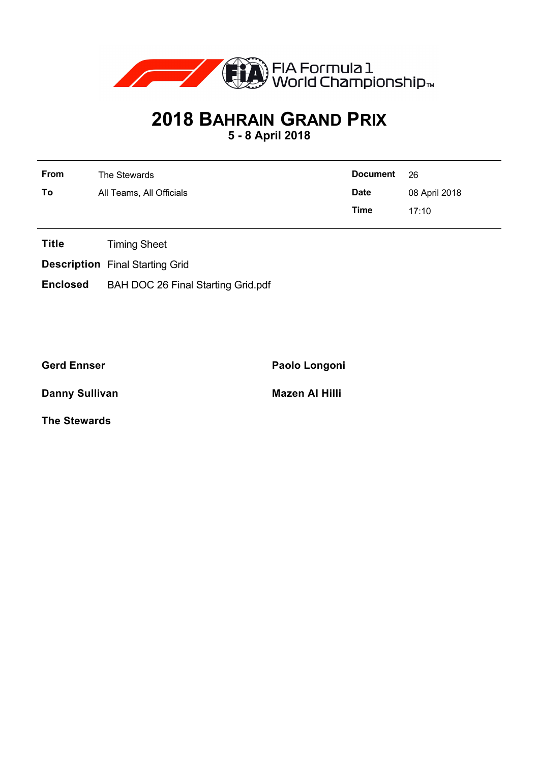FIA Formula 1 World Championship™

# 2018 Bahrain Grand Prix

**5 - 8 April 2018**

| | | | |
|---|---|---|---|
| **From** | The Stewards | **Document** | 26 |
| **To** | All Teams, All Officials | **Date** | 08 April 2018 |
| | | **Time** | 17:10 |

**Title** Timing Sheet

**Description** Final Starting Grid

**Enclosed** BAH DOC 26 Final Starting Grid.pdf

**Gerd Ennser** **Paolo Longoni**

**Danny Sullivan** **Mazen Al Hilli**

**The Stewards**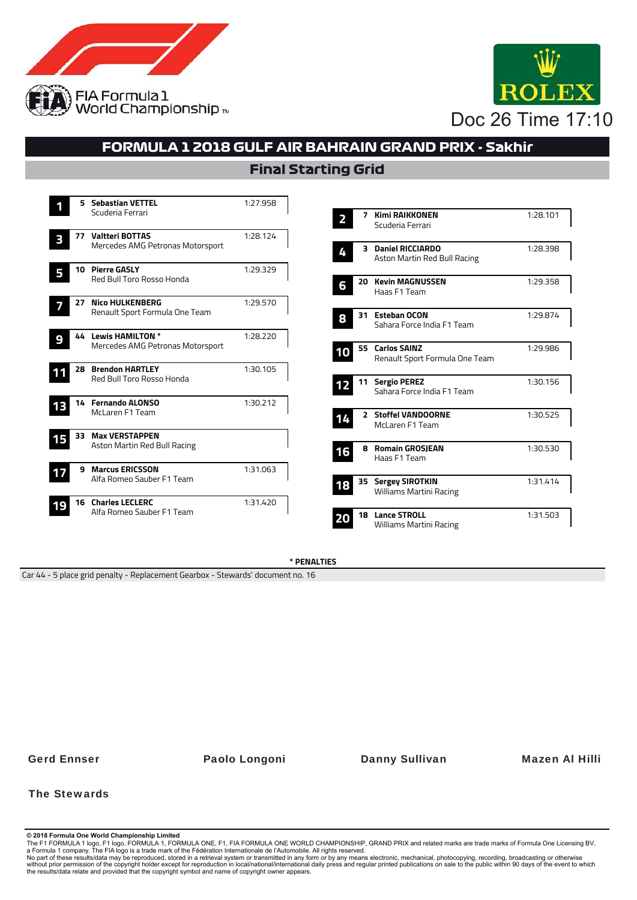FIA Formula 1 World Championship

Doc 26 Time 17:10

# FORMULA 1 2018 GULF AIR BAHRAIN GRAND PRIX - Sakhir

## Final Starting Grid

| Pos | No | Driver | Team | Time |
| --- | --- | --- | --- | --- |
| 1 | 5 | Sebastian VETTEL | Scuderia Ferrari | 1:27.958 |
| 2 | 7 | Kimi RAIKKONEN | Scuderia Ferrari | 1:28.101 |
| 3 | 77 | Valtteri BOTTAS | Mercedes AMG Petronas Motorsport | 1:28.124 |
| 4 | 3 | Daniel RICCIARDO | Aston Martin Red Bull Racing | 1:28.398 |
| 5 | 10 | Pierre GASLY | Red Bull Toro Rosso Honda | 1:29.329 |
| 6 | 20 | Kevin MAGNUSSEN | Haas F1 Team | 1:29.358 |
| 7 | 27 | Nico HULKENBERG | Renault Sport Formula One Team | 1:29.570 |
| 8 | 31 | Esteban OCON | Sahara Force India F1 Team | 1:29.874 |
| 9 | 44 | Lewis HAMILTON * | Mercedes AMG Petronas Motorsport | 1:28.220 |
| 10 | 55 | Carlos SAINZ | Renault Sport Formula One Team | 1:29.986 |
| 11 | 28 | Brendon HARTLEY | Red Bull Toro Rosso Honda | 1:30.105 |
| 12 | 11 | Sergio PEREZ | Sahara Force India F1 Team | 1:30.156 |
| 13 | 14 | Fernando ALONSO | McLaren F1 Team | 1:30.212 |
| 14 | 2 | Stoffel VANDOORNE | McLaren F1 Team | 1:30.525 |
| 15 | 33 | Max VERSTAPPEN | Aston Martin Red Bull Racing | |
| 16 | 8 | Romain GROSJEAN | Haas F1 Team | 1:30.530 |
| 17 | 9 | Marcus ERICSSON | Alfa Romeo Sauber F1 Team | 1:31.063 |
| 18 | 35 | Sergey SIROTKIN | Williams Martini Racing | 1:31.414 |
| 19 | 16 | Charles LECLERC | Alfa Romeo Sauber F1 Team | 1:31.420 |
| 20 | 18 | Lance STROLL | Williams Martini Racing | 1:31.503 |

**\* PENALTIES**

Car 44 - 5 place grid penalty - Replacement Gearbox - Stewards' document no. 16

Gerd Ennser Paolo Longoni Danny Sullivan Mazen Al Hilli

The Stewards

© 2018 Formula One World Championship Limited
The F1 FORMULA 1 logo, F1 logo, FORMULA 1, FORMULA ONE, F1, FIA FORMULA ONE WORLD CHAMPIONSHIP, GRAND PRIX and related marks are trade marks of Formula One Licensing BV, a Formula 1 company. The FIA logo is a trade mark of the Fédération Internationale de l'Automobile. All rights reserved.
No part of these results/data may be reproduced, stored in a retrieval system or transmitted in any form or by any means electronic, mechanical, photocopying, recording, broadcasting or otherwise without prior permission of the copyright holder except for reproduction in local/national/international daily press and regular printed publications on sale to the public within 90 days of the event to which the results/data relate and provided that the copyright symbol and name of copyright owner appears.